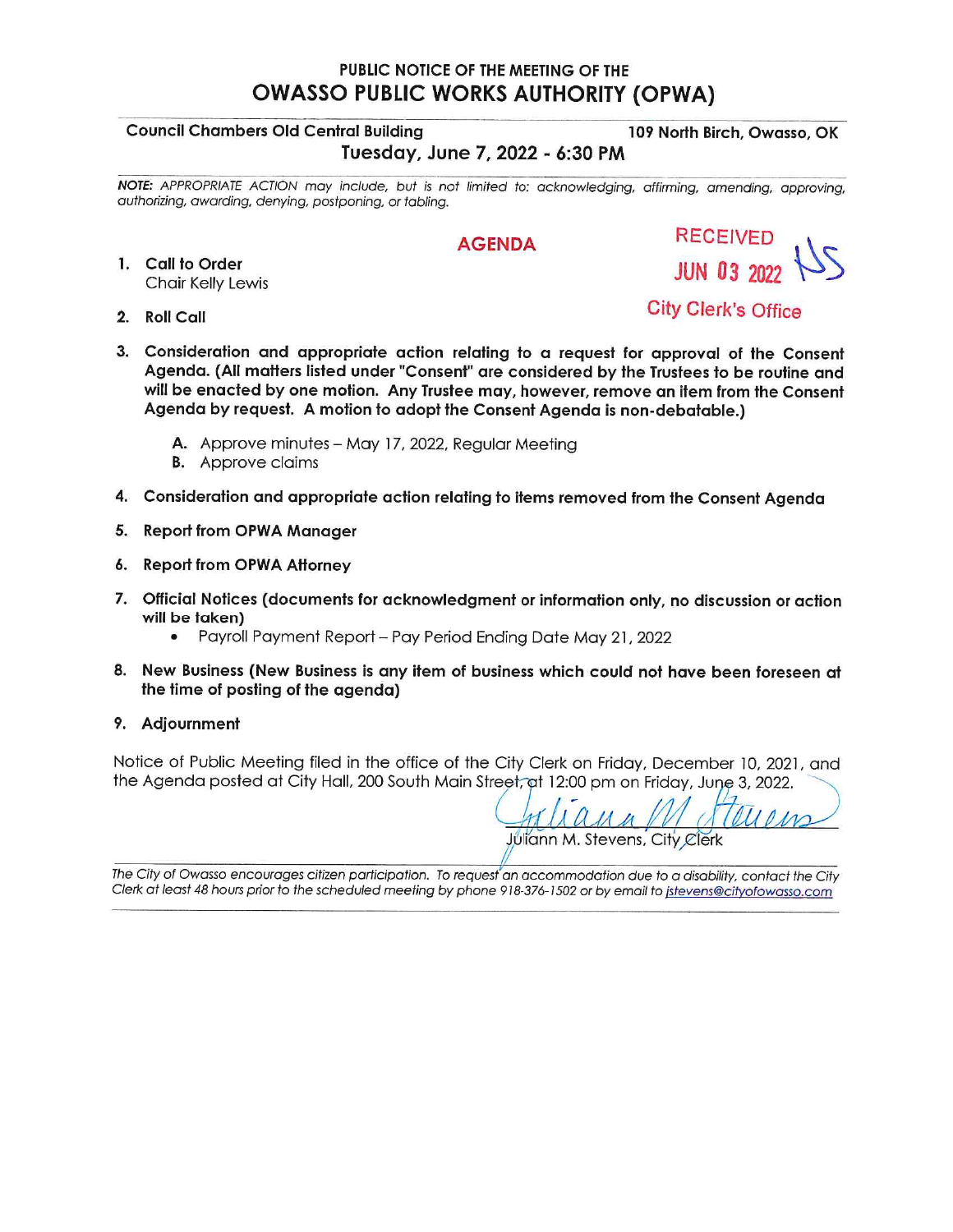# PUBLIC NOTICE OF THE MEETING OF THE
# OWASSO PUBLIC WORKS AUTHORITY (OPWA)

**Council Chambers Old Central Building** — **109 North Birch, Owasso, OK**

**Tuesday, June 7, 2022 - 6:30 PM**

***NOTE:*** *APPROPRIATE ACTION may include, but is not limited to: acknowledging, affirming, amending, approving, authorizing, awarding, denying, postponing, or tabling.*

## AGENDA

RECEIVED
JUN 03 2022 KS
City Clerk's Office

1. **Call to Order**
   Chair Kelly Lewis

2. **Roll Call**

3. **Consideration and appropriate action relating to a request for approval of the Consent Agenda. (All matters listed under "Consent" are considered by the Trustees to be routine and will be enacted by one motion. Any Trustee may, however, remove an item from the Consent Agenda by request. A motion to adopt the Consent Agenda is non-debatable.)**

   **A.** Approve minutes – May 17, 2022, Regular Meeting
   **B.** Approve claims

4. **Consideration and appropriate action relating to items removed from the Consent Agenda**

5. **Report from OPWA Manager**

6. **Report from OPWA Attorney**

7. **Official Notices (documents for acknowledgment or information only, no discussion or action will be taken)**
   - Payroll Payment Report – Pay Period Ending Date May 21, 2022

8. **New Business (New Business is any item of business which could not have been foreseen at the time of posting of the agenda)**

9. **Adjournment**

Notice of Public Meeting filed in the office of the City Clerk on Friday, December 10, 2021, and the Agenda posted at City Hall, 200 South Main Street, at 12:00 pm on Friday, June 3, 2022.

Juliann M. Stevens, City Clerk

*The City of Owasso encourages citizen participation. To request an accommodation due to a disability, contact the City Clerk at least 48 hours prior to the scheduled meeting by phone 918-376-1502 or by email to jstevens@cityofowasso.com*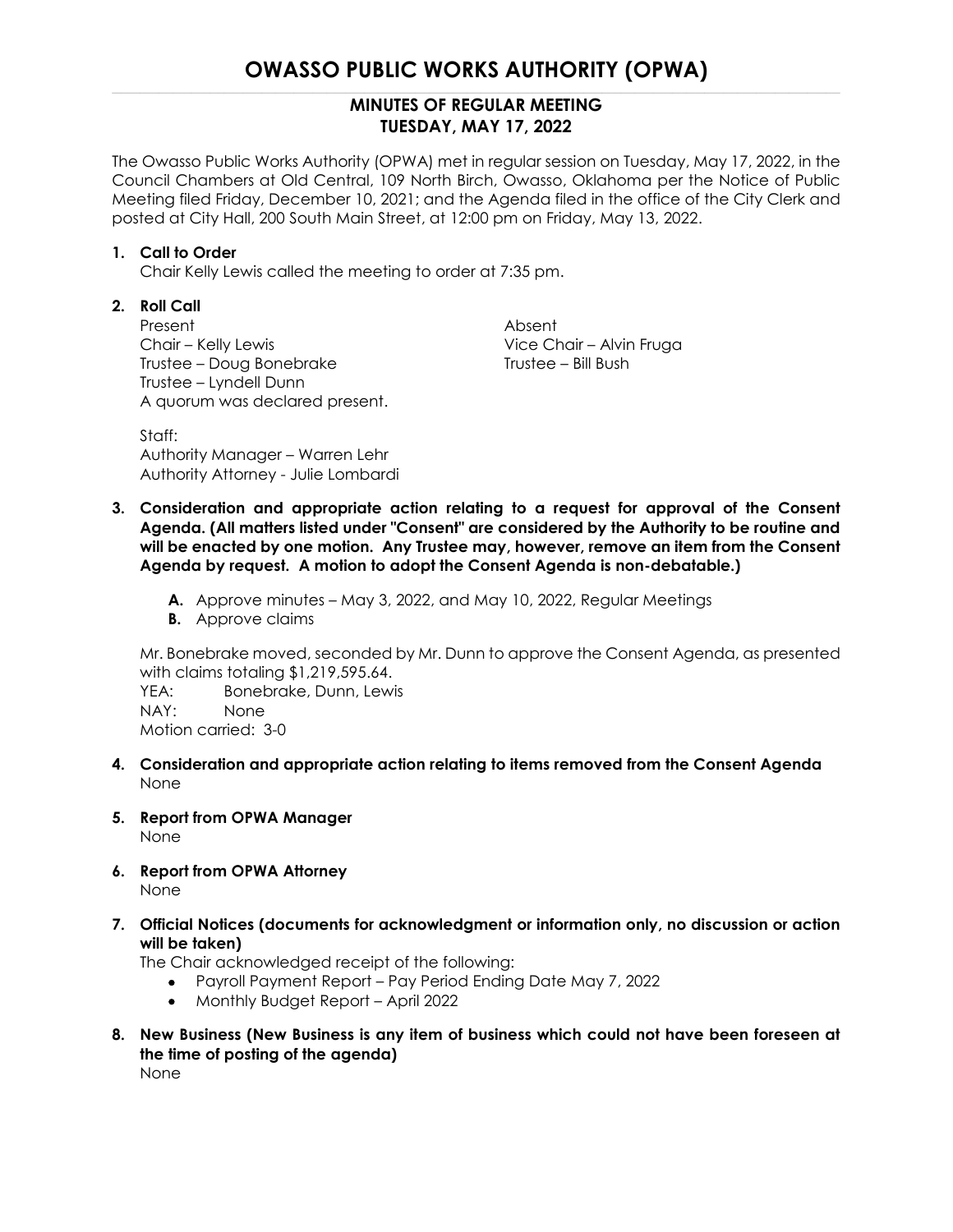# OWASSO PUBLIC WORKS AUTHORITY (OPWA)

## MINUTES OF REGULAR MEETING
## TUESDAY, MAY 17, 2022

The Owasso Public Works Authority (OPWA) met in regular session on Tuesday, May 17, 2022, in the Council Chambers at Old Central, 109 North Birch, Owasso, Oklahoma per the Notice of Public Meeting filed Friday, December 10, 2021; and the Agenda filed in the office of the City Clerk and posted at City Hall, 200 South Main Street, at 12:00 pm on Friday, May 13, 2022.

**1. Call to Order**

Chair Kelly Lewis called the meeting to order at 7:35 pm.

**2. Roll Call**

Present
Chair – Kelly Lewis
Trustee – Doug Bonebrake
Trustee – Lyndell Dunn
A quorum was declared present.

Absent
Vice Chair – Alvin Fruga
Trustee – Bill Bush

Staff:
Authority Manager – Warren Lehr
Authority Attorney - Julie Lombardi

**3. Consideration and appropriate action relating to a request for approval of the Consent Agenda. (All matters listed under "Consent" are considered by the Authority to be routine and will be enacted by one motion. Any Trustee may, however, remove an item from the Consent Agenda by request. A motion to adopt the Consent Agenda is non-debatable.)**

- **A.** Approve minutes – May 3, 2022, and May 10, 2022, Regular Meetings
- **B.** Approve claims

Mr. Bonebrake moved, seconded by Mr. Dunn to approve the Consent Agenda, as presented with claims totaling $1,219,595.64.

YEA: Bonebrake, Dunn, Lewis
NAY: None
Motion carried: 3-0

**4. Consideration and appropriate action relating to items removed from the Consent Agenda**

None

**5. Report from OPWA Manager**

None

**6. Report from OPWA Attorney**

None

**7. Official Notices (documents for acknowledgment or information only, no discussion or action will be taken)**

The Chair acknowledged receipt of the following:

- Payroll Payment Report – Pay Period Ending Date May 7, 2022
- Monthly Budget Report – April 2022

**8. New Business (New Business is any item of business which could not have been foreseen at the time of posting of the agenda)**

None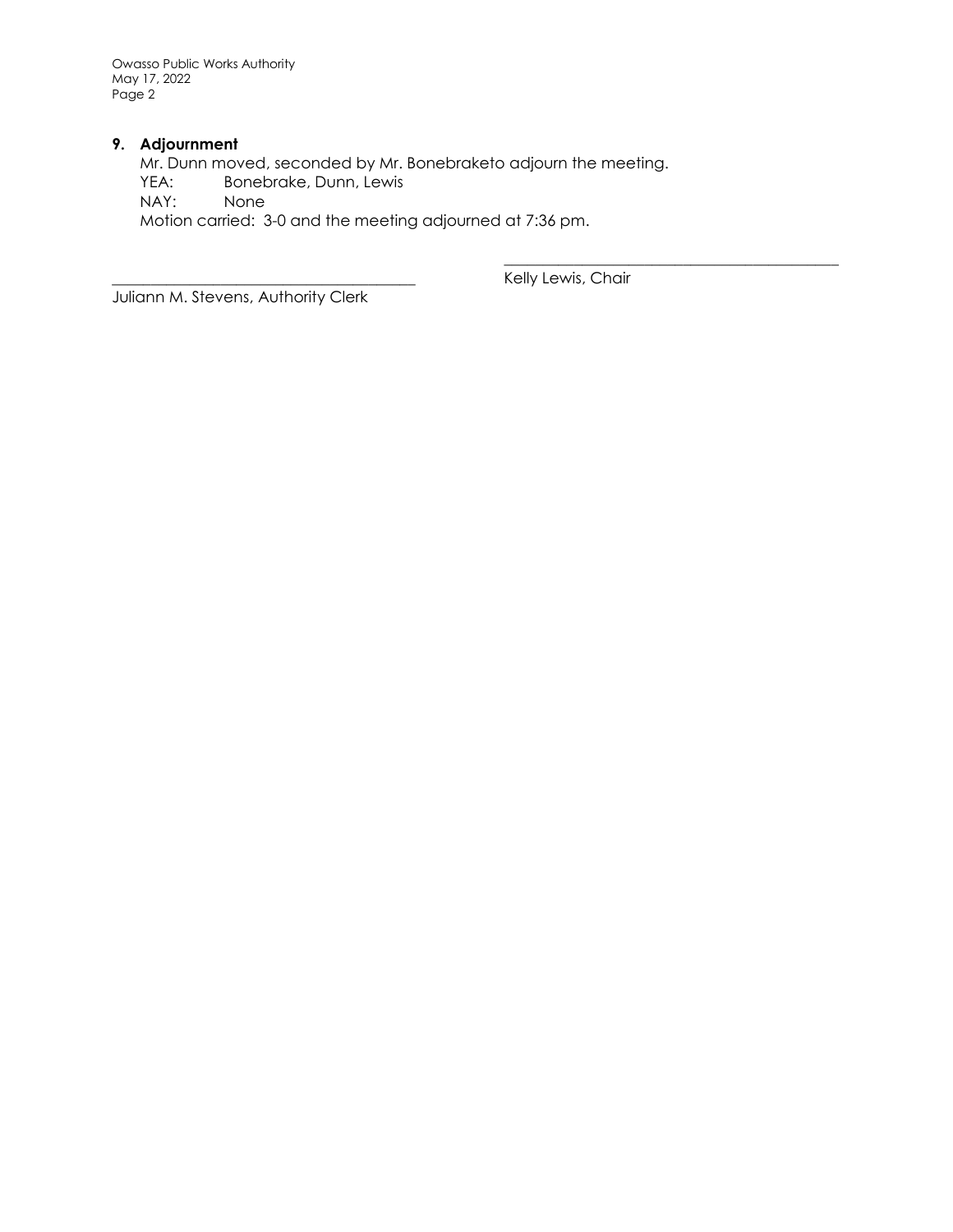**9. Adjournment**

Mr. Dunn moved, seconded by Mr. Bonebraketo adjourn the meeting.

YEA: Bonebrake, Dunn, Lewis

NAY: None

Motion carried: 3-0 and the meeting adjourned at 7:36 pm.

\_\_\_\_\_\_\_\_\_\_\_\_\_\_\_\_\_\_\_\_\_\_\_\_\_\_\_\_\_\_\_\_\_\_\_\_\_\_
Kelly Lewis, Chair

\_\_\_\_\_\_\_\_\_\_\_\_\_\_\_\_\_\_\_\_\_\_\_\_\_\_\_\_\_\_\_\_\_\_\_\_\_\_
Juliann M. Stevens, Authority Clerk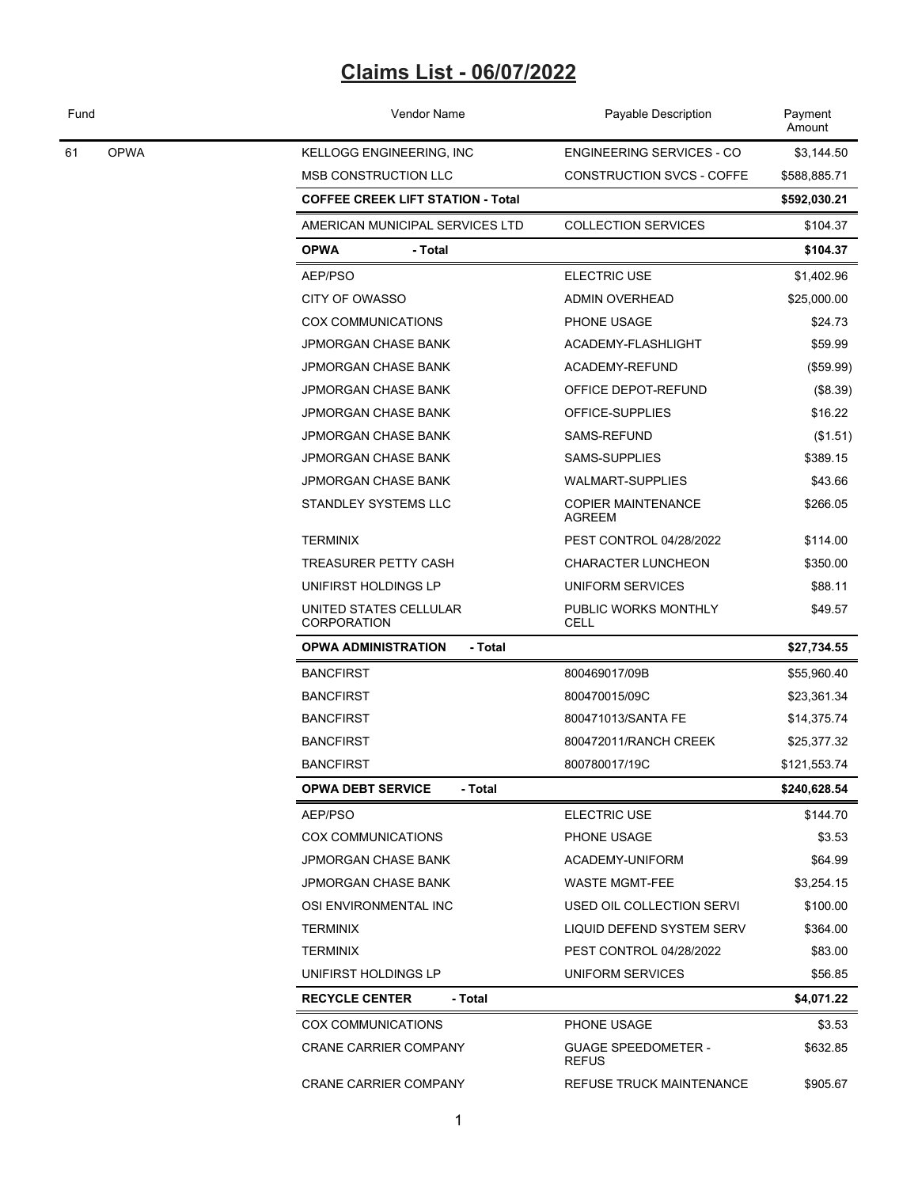# Claims List - 06/07/2022

| Fund | | Vendor Name | Payable Description | Payment Amount |
|---|---|---|---|---|
| 61 | OPWA | KELLOGG ENGINEERING, INC | ENGINEERING SERVICES - CO | $3,144.50 |
| | | MSB CONSTRUCTION LLC | CONSTRUCTION SVCS - COFFE | $588,885.71 |
| | | **COFFEE CREEK LIFT STATION - Total** | | **$592,030.21** |
| | | AMERICAN MUNICIPAL SERVICES LTD | COLLECTION SERVICES | $104.37 |
| | | **OPWA - Total** | | **$104.37** |
| | | AEP/PSO | ELECTRIC USE | $1,402.96 |
| | | CITY OF OWASSO | ADMIN OVERHEAD | $25,000.00 |
| | | COX COMMUNICATIONS | PHONE USAGE | $24.73 |
| | | JPMORGAN CHASE BANK | ACADEMY-FLASHLIGHT | $59.99 |
| | | JPMORGAN CHASE BANK | ACADEMY-REFUND | ($59.99) |
| | | JPMORGAN CHASE BANK | OFFICE DEPOT-REFUND | ($8.39) |
| | | JPMORGAN CHASE BANK | OFFICE-SUPPLIES | $16.22 |
| | | JPMORGAN CHASE BANK | SAMS-REFUND | ($1.51) |
| | | JPMORGAN CHASE BANK | SAMS-SUPPLIES | $389.15 |
| | | JPMORGAN CHASE BANK | WALMART-SUPPLIES | $43.66 |
| | | STANDLEY SYSTEMS LLC | COPIER MAINTENANCE AGREEM | $266.05 |
| | | TERMINIX | PEST CONTROL 04/28/2022 | $114.00 |
| | | TREASURER PETTY CASH | CHARACTER LUNCHEON | $350.00 |
| | | UNIFIRST HOLDINGS LP | UNIFORM SERVICES | $88.11 |
| | | UNITED STATES CELLULAR CORPORATION | PUBLIC WORKS MONTHLY CELL | $49.57 |
| | | **OPWA ADMINISTRATION - Total** | | **$27,734.55** |
| | | BANCFIRST | 800469017/09B | $55,960.40 |
| | | BANCFIRST | 800470015/09C | $23,361.34 |
| | | BANCFIRST | 800471013/SANTA FE | $14,375.74 |
| | | BANCFIRST | 800472011/RANCH CREEK | $25,377.32 |
| | | BANCFIRST | 800780017/19C | $121,553.74 |
| | | **OPWA DEBT SERVICE - Total** | | **$240,628.54** |
| | | AEP/PSO | ELECTRIC USE | $144.70 |
| | | COX COMMUNICATIONS | PHONE USAGE | $3.53 |
| | | JPMORGAN CHASE BANK | ACADEMY-UNIFORM | $64.99 |
| | | JPMORGAN CHASE BANK | WASTE MGMT-FEE | $3,254.15 |
| | | OSI ENVIRONMENTAL INC | USED OIL COLLECTION SERVI | $100.00 |
| | | TERMINIX | LIQUID DEFEND SYSTEM SERV | $364.00 |
| | | TERMINIX | PEST CONTROL 04/28/2022 | $83.00 |
| | | UNIFIRST HOLDINGS LP | UNIFORM SERVICES | $56.85 |
| | | **RECYCLE CENTER - Total** | | **$4,071.22** |
| | | COX COMMUNICATIONS | PHONE USAGE | $3.53 |
| | | CRANE CARRIER COMPANY | GUAGE SPEEDOMETER - REFUS | $632.85 |
| | | CRANE CARRIER COMPANY | REFUSE TRUCK MAINTENANCE | $905.67 |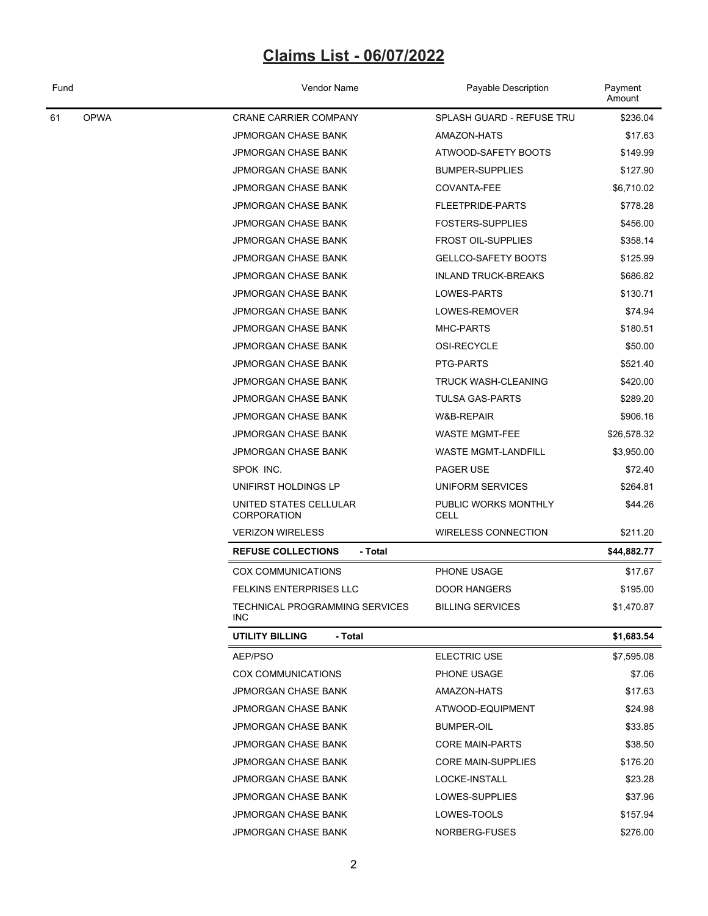# Claims List - 06/07/2022

| Fund | | Vendor Name | Payable Description | Payment Amount |
|---|---|---|---|---|
| 61 | OPWA | CRANE CARRIER COMPANY | SPLASH GUARD - REFUSE TRU | $236.04 |
| | | JPMORGAN CHASE BANK | AMAZON-HATS | $17.63 |
| | | JPMORGAN CHASE BANK | ATWOOD-SAFETY BOOTS | $149.99 |
| | | JPMORGAN CHASE BANK | BUMPER-SUPPLIES | $127.90 |
| | | JPMORGAN CHASE BANK | COVANTA-FEE | $6,710.02 |
| | | JPMORGAN CHASE BANK | FLEETPRIDE-PARTS | $778.28 |
| | | JPMORGAN CHASE BANK | FOSTERS-SUPPLIES | $456.00 |
| | | JPMORGAN CHASE BANK | FROST OIL-SUPPLIES | $358.14 |
| | | JPMORGAN CHASE BANK | GELLCO-SAFETY BOOTS | $125.99 |
| | | JPMORGAN CHASE BANK | INLAND TRUCK-BREAKS | $686.82 |
| | | JPMORGAN CHASE BANK | LOWES-PARTS | $130.71 |
| | | JPMORGAN CHASE BANK | LOWES-REMOVER | $74.94 |
| | | JPMORGAN CHASE BANK | MHC-PARTS | $180.51 |
| | | JPMORGAN CHASE BANK | OSI-RECYCLE | $50.00 |
| | | JPMORGAN CHASE BANK | PTG-PARTS | $521.40 |
| | | JPMORGAN CHASE BANK | TRUCK WASH-CLEANING | $420.00 |
| | | JPMORGAN CHASE BANK | TULSA GAS-PARTS | $289.20 |
| | | JPMORGAN CHASE BANK | W&B-REPAIR | $906.16 |
| | | JPMORGAN CHASE BANK | WASTE MGMT-FEE | $26,578.32 |
| | | JPMORGAN CHASE BANK | WASTE MGMT-LANDFILL | $3,950.00 |
| | | SPOK INC. | PAGER USE | $72.40 |
| | | UNIFIRST HOLDINGS LP | UNIFORM SERVICES | $264.81 |
| | | UNITED STATES CELLULAR CORPORATION | PUBLIC WORKS MONTHLY CELL | $44.26 |
| | | VERIZON WIRELESS | WIRELESS CONNECTION | $211.20 |
| | | **REFUSE COLLECTIONS - Total** | | **$44,882.77** |
| | | COX COMMUNICATIONS | PHONE USAGE | $17.67 |
| | | FELKINS ENTERPRISES LLC | DOOR HANGERS | $195.00 |
| | | TECHNICAL PROGRAMMING SERVICES INC | BILLING SERVICES | $1,470.87 |
| | | **UTILITY BILLING - Total** | | **$1,683.54** |
| | | AEP/PSO | ELECTRIC USE | $7,595.08 |
| | | COX COMMUNICATIONS | PHONE USAGE | $7.06 |
| | | JPMORGAN CHASE BANK | AMAZON-HATS | $17.63 |
| | | JPMORGAN CHASE BANK | ATWOOD-EQUIPMENT | $24.98 |
| | | JPMORGAN CHASE BANK | BUMPER-OIL | $33.85 |
| | | JPMORGAN CHASE BANK | CORE MAIN-PARTS | $38.50 |
| | | JPMORGAN CHASE BANK | CORE MAIN-SUPPLIES | $176.20 |
| | | JPMORGAN CHASE BANK | LOCKE-INSTALL | $23.28 |
| | | JPMORGAN CHASE BANK | LOWES-SUPPLIES | $37.96 |
| | | JPMORGAN CHASE BANK | LOWES-TOOLS | $157.94 |
| | | JPMORGAN CHASE BANK | NORBERG-FUSES | $276.00 |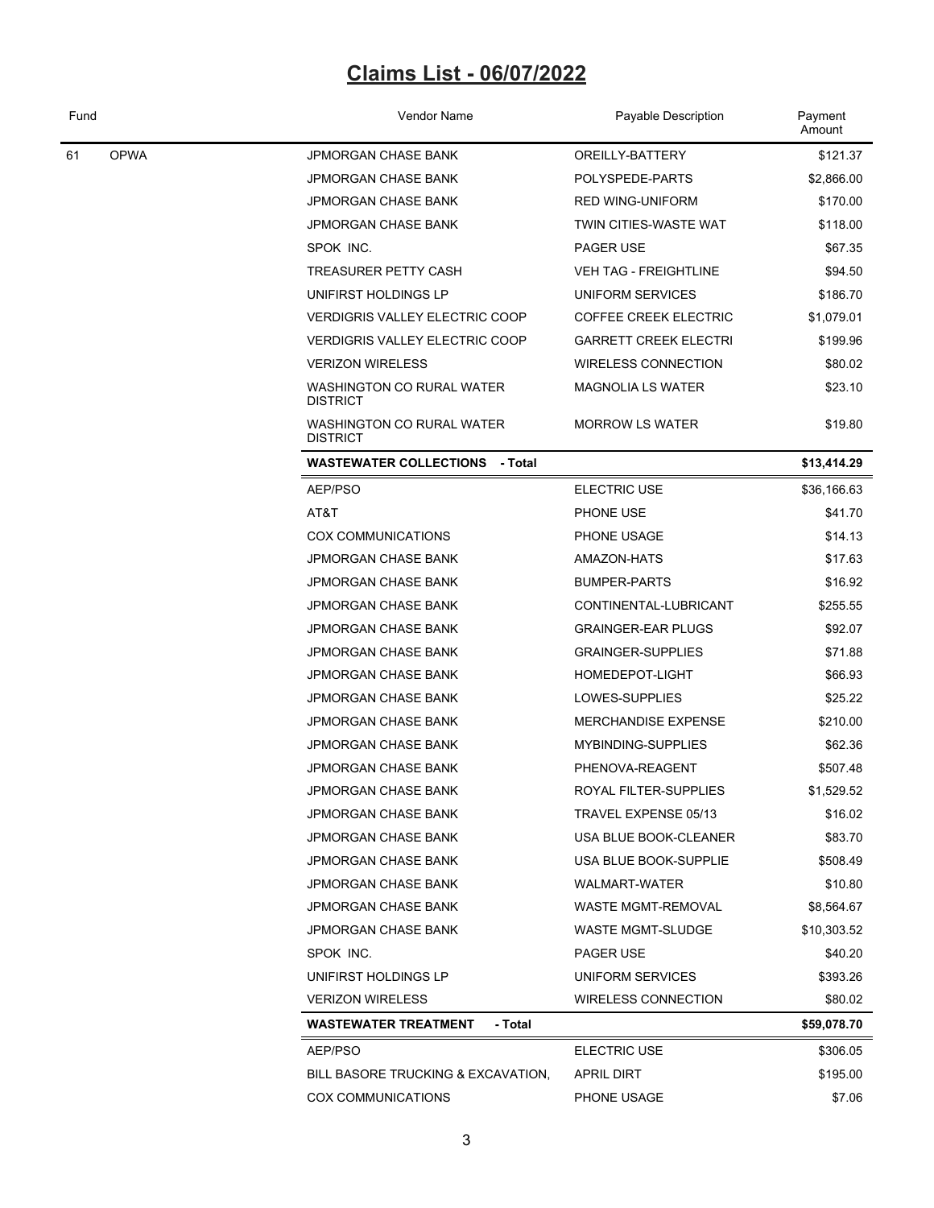# Claims List - 06/07/2022

| Fund | | Vendor Name | Payable Description | Payment Amount |
|---|---|---|---|---|
| 61 | OPWA | JPMORGAN CHASE BANK | OREILLY-BATTERY | $121.37 |
| | | JPMORGAN CHASE BANK | POLYSPEDE-PARTS | $2,866.00 |
| | | JPMORGAN CHASE BANK | RED WING-UNIFORM | $170.00 |
| | | JPMORGAN CHASE BANK | TWIN CITIES-WASTE WAT | $118.00 |
| | | SPOK INC. | PAGER USE | $67.35 |
| | | TREASURER PETTY CASH | VEH TAG - FREIGHTLINE | $94.50 |
| | | UNIFIRST HOLDINGS LP | UNIFORM SERVICES | $186.70 |
| | | VERDIGRIS VALLEY ELECTRIC COOP | COFFEE CREEK ELECTRIC | $1,079.01 |
| | | VERDIGRIS VALLEY ELECTRIC COOP | GARRETT CREEK ELECTRI | $199.96 |
| | | VERIZON WIRELESS | WIRELESS CONNECTION | $80.02 |
| | | WASHINGTON CO RURAL WATER DISTRICT | MAGNOLIA LS WATER | $23.10 |
| | | WASHINGTON CO RURAL WATER DISTRICT | MORROW LS WATER | $19.80 |
| | | **WASTEWATER COLLECTIONS - Total** | | **$13,414.29** |
| | | AEP/PSO | ELECTRIC USE | $36,166.63 |
| | | AT&T | PHONE USE | $41.70 |
| | | COX COMMUNICATIONS | PHONE USAGE | $14.13 |
| | | JPMORGAN CHASE BANK | AMAZON-HATS | $17.63 |
| | | JPMORGAN CHASE BANK | BUMPER-PARTS | $16.92 |
| | | JPMORGAN CHASE BANK | CONTINENTAL-LUBRICANT | $255.55 |
| | | JPMORGAN CHASE BANK | GRAINGER-EAR PLUGS | $92.07 |
| | | JPMORGAN CHASE BANK | GRAINGER-SUPPLIES | $71.88 |
| | | JPMORGAN CHASE BANK | HOMEDEPOT-LIGHT | $66.93 |
| | | JPMORGAN CHASE BANK | LOWES-SUPPLIES | $25.22 |
| | | JPMORGAN CHASE BANK | MERCHANDISE EXPENSE | $210.00 |
| | | JPMORGAN CHASE BANK | MYBINDING-SUPPLIES | $62.36 |
| | | JPMORGAN CHASE BANK | PHENOVA-REAGENT | $507.48 |
| | | JPMORGAN CHASE BANK | ROYAL FILTER-SUPPLIES | $1,529.52 |
| | | JPMORGAN CHASE BANK | TRAVEL EXPENSE 05/13 | $16.02 |
| | | JPMORGAN CHASE BANK | USA BLUE BOOK-CLEANER | $83.70 |
| | | JPMORGAN CHASE BANK | USA BLUE BOOK-SUPPLIE | $508.49 |
| | | JPMORGAN CHASE BANK | WALMART-WATER | $10.80 |
| | | JPMORGAN CHASE BANK | WASTE MGMT-REMOVAL | $8,564.67 |
| | | JPMORGAN CHASE BANK | WASTE MGMT-SLUDGE | $10,303.52 |
| | | SPOK INC. | PAGER USE | $40.20 |
| | | UNIFIRST HOLDINGS LP | UNIFORM SERVICES | $393.26 |
| | | VERIZON WIRELESS | WIRELESS CONNECTION | $80.02 |
| | | **WASTEWATER TREATMENT - Total** | | **$59,078.70** |
| | | AEP/PSO | ELECTRIC USE | $306.05 |
| | | BILL BASORE TRUCKING & EXCAVATION, | APRIL DIRT | $195.00 |
| | | COX COMMUNICATIONS | PHONE USAGE | $7.06 |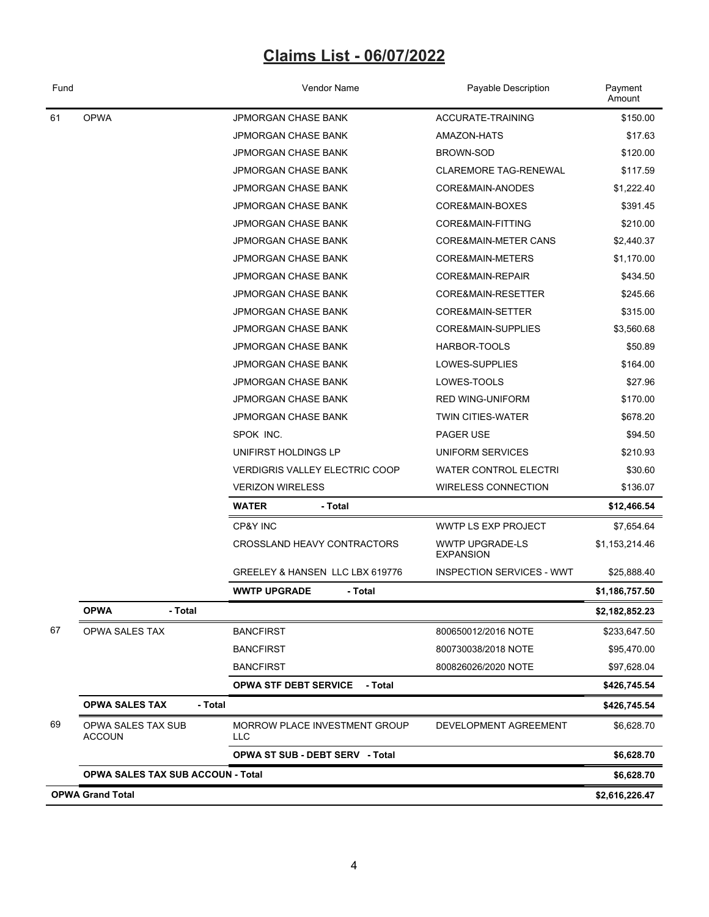# Claims List - 06/07/2022

| Fund | | Vendor Name | Payable Description | Payment Amount |
|---|---|---|---|---|
| 61 | OPWA | JPMORGAN CHASE BANK | ACCURATE-TRAINING | $150.00 |
| | | JPMORGAN CHASE BANK | AMAZON-HATS | $17.63 |
| | | JPMORGAN CHASE BANK | BROWN-SOD | $120.00 |
| | | JPMORGAN CHASE BANK | CLAREMORE TAG-RENEWAL | $117.59 |
| | | JPMORGAN CHASE BANK | CORE&MAIN-ANODES | $1,222.40 |
| | | JPMORGAN CHASE BANK | CORE&MAIN-BOXES | $391.45 |
| | | JPMORGAN CHASE BANK | CORE&MAIN-FITTING | $210.00 |
| | | JPMORGAN CHASE BANK | CORE&MAIN-METER CANS | $2,440.37 |
| | | JPMORGAN CHASE BANK | CORE&MAIN-METERS | $1,170.00 |
| | | JPMORGAN CHASE BANK | CORE&MAIN-REPAIR | $434.50 |
| | | JPMORGAN CHASE BANK | CORE&MAIN-RESETTER | $245.66 |
| | | JPMORGAN CHASE BANK | CORE&MAIN-SETTER | $315.00 |
| | | JPMORGAN CHASE BANK | CORE&MAIN-SUPPLIES | $3,560.68 |
| | | JPMORGAN CHASE BANK | HARBOR-TOOLS | $50.89 |
| | | JPMORGAN CHASE BANK | LOWES-SUPPLIES | $164.00 |
| | | JPMORGAN CHASE BANK | LOWES-TOOLS | $27.96 |
| | | JPMORGAN CHASE BANK | RED WING-UNIFORM | $170.00 |
| | | JPMORGAN CHASE BANK | TWIN CITIES-WATER | $678.20 |
| | | SPOK INC. | PAGER USE | $94.50 |
| | | UNIFIRST HOLDINGS LP | UNIFORM SERVICES | $210.93 |
| | | VERDIGRIS VALLEY ELECTRIC COOP | WATER CONTROL ELECTRI | $30.60 |
| | | VERIZON WIRELESS | WIRELESS CONNECTION | $136.07 |
| | | **WATER - Total** | | **$12,466.54** |
| | | CP&Y INC | WWTP LS EXP PROJECT | $7,654.64 |
| | | CROSSLAND HEAVY CONTRACTORS | WWTP UPGRADE-LS EXPANSION | $1,153,214.46 |
| | | GREELEY & HANSEN LLC LBX 619776 | INSPECTION SERVICES - WWT | $25,888.40 |
| | | **WWTP UPGRADE - Total** | | **$1,186,757.50** |
| | **OPWA - Total** | | | **$2,182,852.23** |
| 67 | OPWA SALES TAX | BANCFIRST | 800650012/2016 NOTE | $233,647.50 |
| | | BANCFIRST | 800730038/2018 NOTE | $95,470.00 |
| | | BANCFIRST | 800826026/2020 NOTE | $97,628.04 |
| | | **OPWA STF DEBT SERVICE - Total** | | **$426,745.54** |
| | **OPWA SALES TAX - Total** | | | **$426,745.54** |
| 69 | OPWA SALES TAX SUB ACCOUN | MORROW PLACE INVESTMENT GROUP LLC | DEVELOPMENT AGREEMENT | $6,628.70 |
| | | **OPWA ST SUB - DEBT SERV - Total** | | **$6,628.70** |
| | **OPWA SALES TAX SUB ACCOUN - Total** | | | **$6,628.70** |
| **OPWA Grand Total** | | | | **$2,616,226.47** |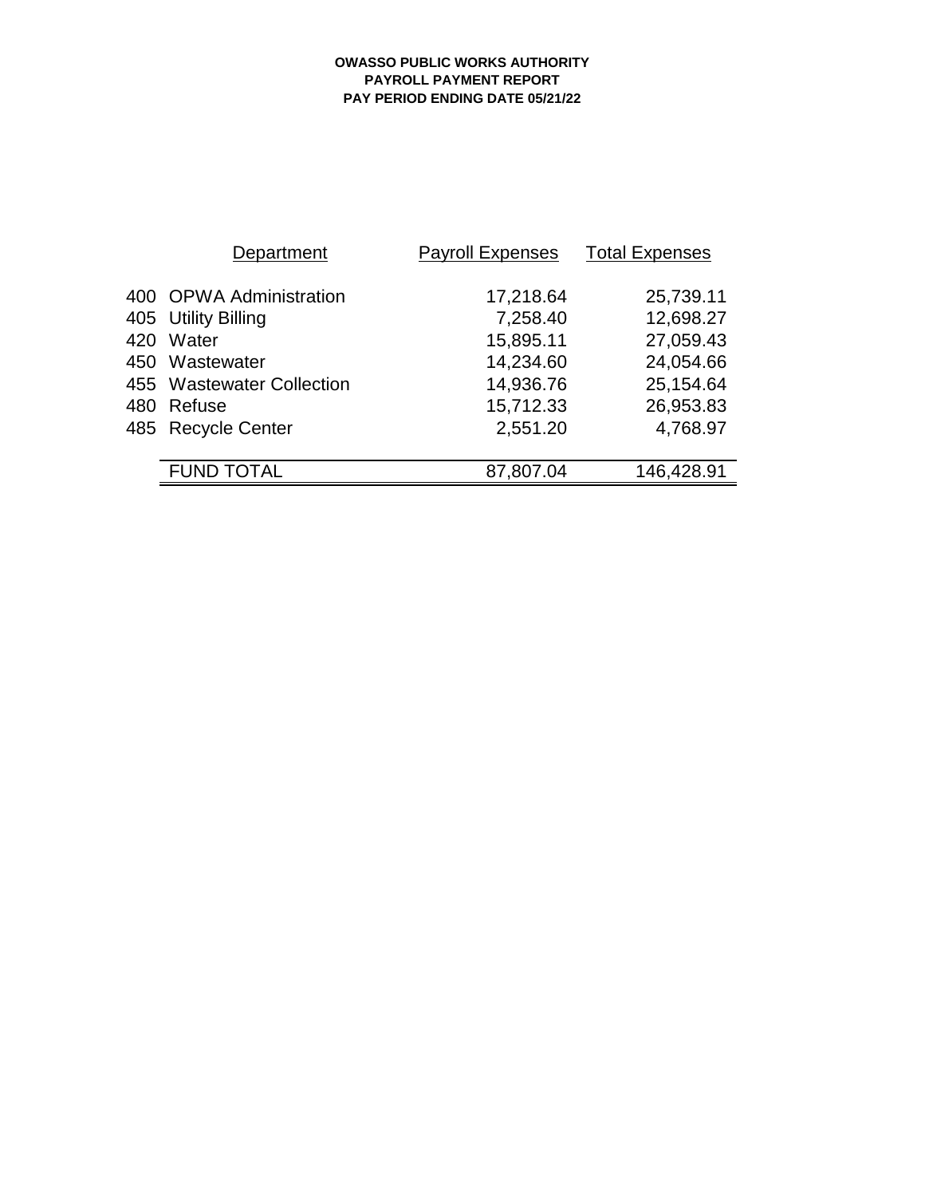**OWASSO PUBLIC WORKS AUTHORITY**
**PAYROLL PAYMENT REPORT**
**PAY PERIOD ENDING DATE 05/21/22**

| | Department | Payroll Expenses | Total Expenses |
|---|---|---|---|
| 400 | OPWA Administration | 17,218.64 | 25,739.11 |
| 405 | Utility Billing | 7,258.40 | 12,698.27 |
| 420 | Water | 15,895.11 | 27,059.43 |
| 450 | Wastewater | 14,234.60 | 24,054.66 |
| 455 | Wastewater Collection | 14,936.76 | 25,154.64 |
| 480 | Refuse | 15,712.33 | 26,953.83 |
| 485 | Recycle Center | 2,551.20 | 4,768.97 |
| | FUND TOTAL | 87,807.04 | 146,428.91 |